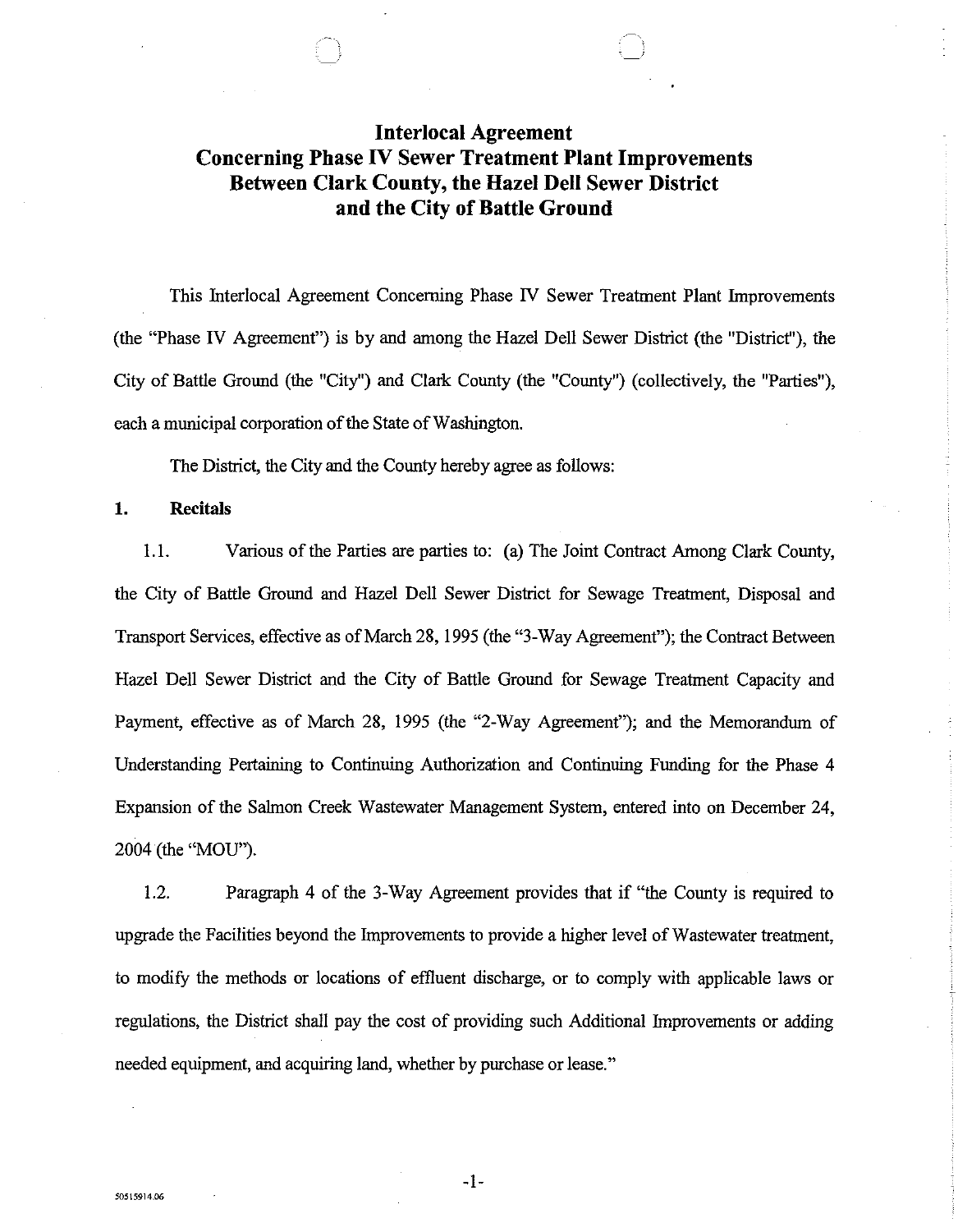# Interlocal Agreement
# Concerning Phase IV Sewer Treatment Plant Improvements
# Between Clark County, the Hazel Dell Sewer District
# and the City of Battle Ground

This Interlocal Agreement Concerning Phase IV Sewer Treatment Plant Improvements (the "Phase IV Agreement") is by and among the Hazel Dell Sewer District (the "District"), the City of Battle Ground (the "City") and Clark County (the "County") (collectively, the "Parties"), each a municipal corporation of the State of Washington.

The District, the City and the County hereby agree as follows:

## 1. Recitals

1.1. Various of the Parties are parties to: (a) The Joint Contract Among Clark County, the City of Battle Ground and Hazel Dell Sewer District for Sewage Treatment, Disposal and Transport Services, effective as of March 28, 1995 (the "3-Way Agreement"); the Contract Between Hazel Dell Sewer District and the City of Battle Ground for Sewage Treatment Capacity and Payment, effective as of March 28, 1995 (the "2-Way Agreement"); and the Memorandum of Understanding Pertaining to Continuing Authorization and Continuing Funding for the Phase 4 Expansion of the Salmon Creek Wastewater Management System, entered into on December 24, 2004 (the "MOU").

1.2. Paragraph 4 of the 3-Way Agreement provides that if "the County is required to upgrade the Facilities beyond the Improvements to provide a higher level of Wastewater treatment, to modify the methods or locations of effluent discharge, or to comply with applicable laws or regulations, the District shall pay the cost of providing such Additional Improvements or adding needed equipment, and acquiring land, whether by purchase or lease."

50515914.06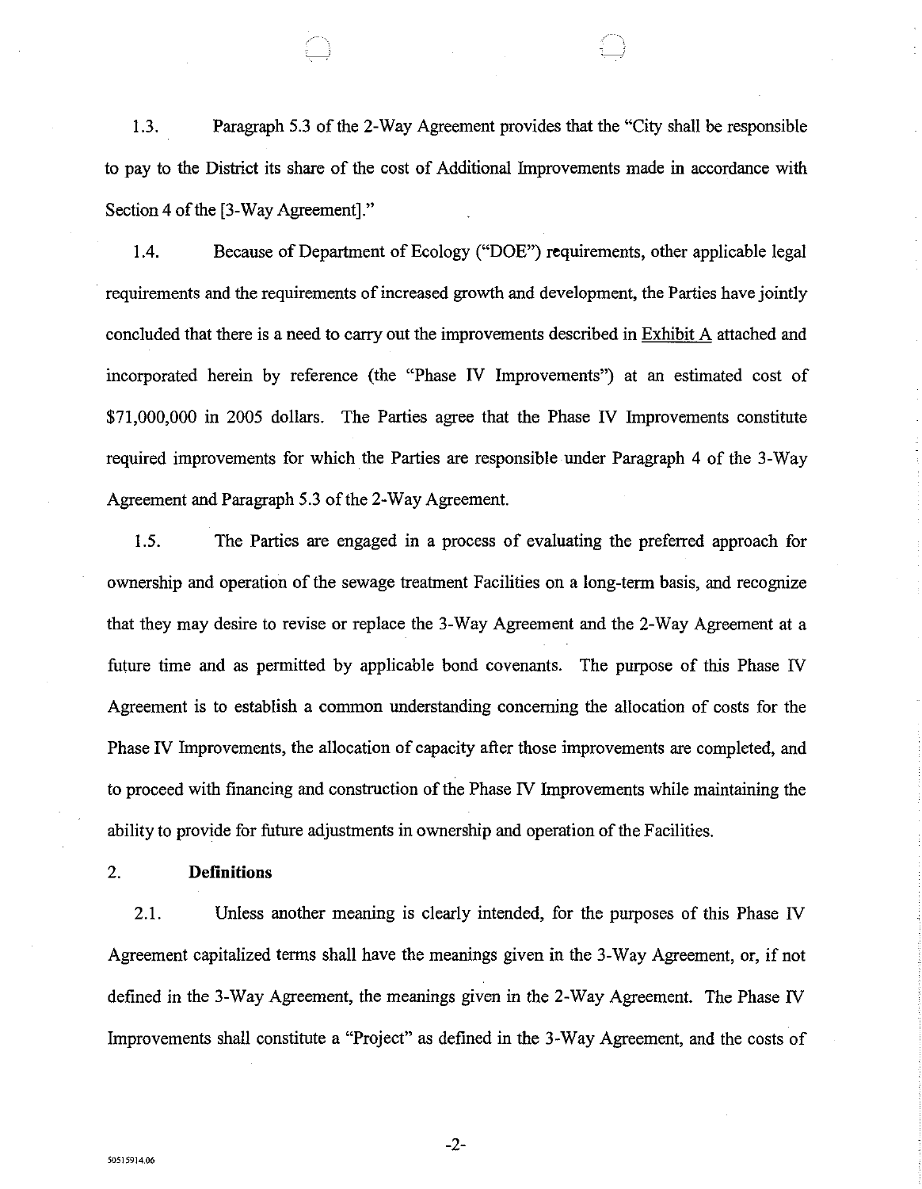1.3. Paragraph 5.3 of the 2-Way Agreement provides that the "City shall be responsible to pay to the District its share of the cost of Additional Improvements made in accordance with Section 4 of the [3-Way Agreement]."

1.4. Because of Department of Ecology ("DOE") requirements, other applicable legal requirements and the requirements of increased growth and development, the Parties have jointly concluded that there is a need to carry out the improvements described in Exhibit A attached and incorporated herein by reference (the "Phase IV Improvements") at an estimated cost of $71,000,000 in 2005 dollars. The Parties agree that the Phase IV Improvements constitute required improvements for which the Parties are responsible under Paragraph 4 of the 3-Way Agreement and Paragraph 5.3 of the 2-Way Agreement.

1.5. The Parties are engaged in a process of evaluating the preferred approach for ownership and operation of the sewage treatment Facilities on a long-term basis, and recognize that they may desire to revise or replace the 3-Way Agreement and the 2-Way Agreement at a future time and as permitted by applicable bond covenants. The purpose of this Phase IV Agreement is to establish a common understanding concerning the allocation of costs for the Phase IV Improvements, the allocation of capacity after those improvements are completed, and to proceed with financing and construction of the Phase IV Improvements while maintaining the ability to provide for future adjustments in ownership and operation of the Facilities.

2. **Definitions**

2.1. Unless another meaning is clearly intended, for the purposes of this Phase IV Agreement capitalized terms shall have the meanings given in the 3-Way Agreement, or, if not defined in the 3-Way Agreement, the meanings given in the 2-Way Agreement. The Phase IV Improvements shall constitute a "Project" as defined in the 3-Way Agreement, and the costs of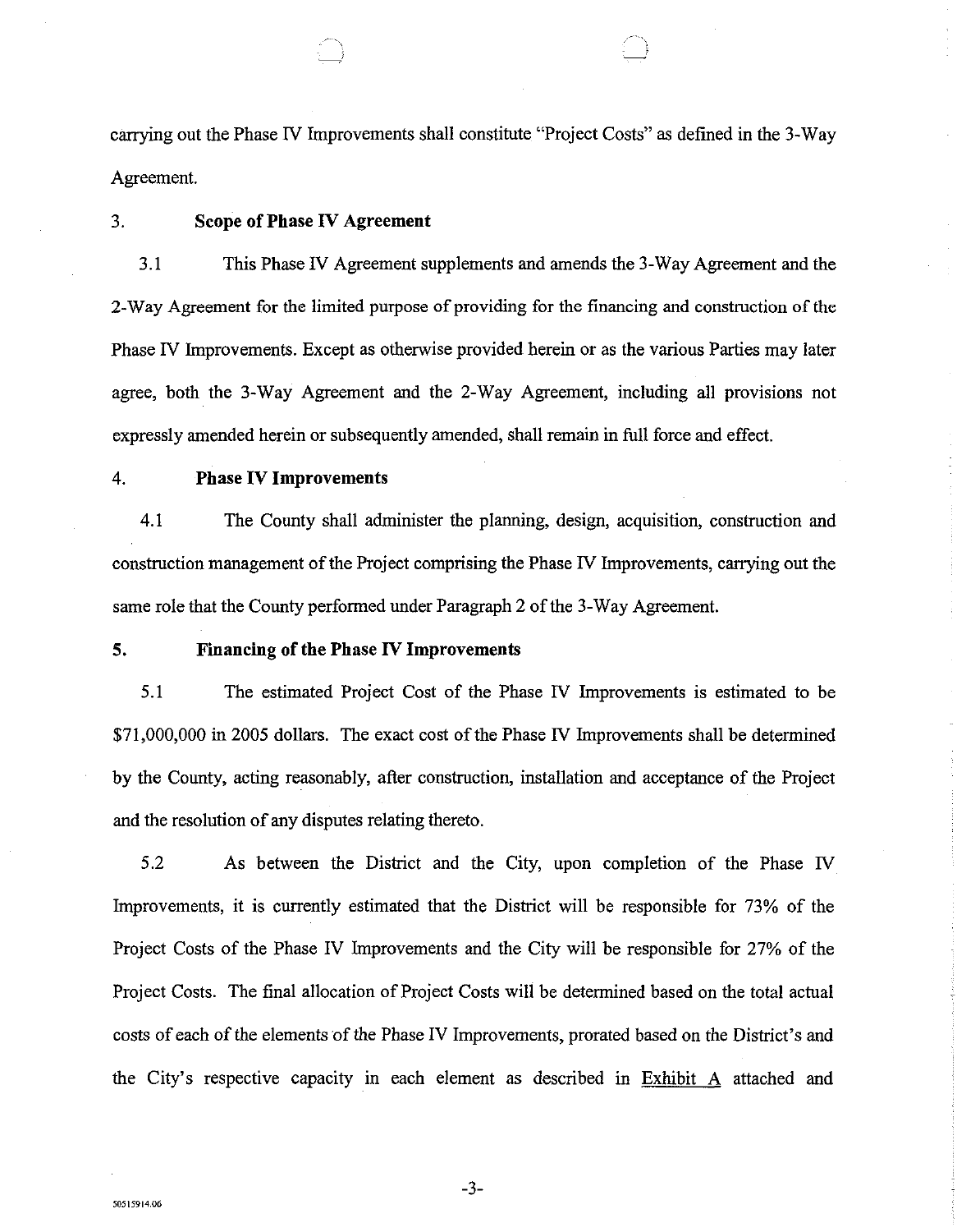carrying out the Phase IV Improvements shall constitute "Project Costs" as defined in the 3-Way Agreement.

3. **Scope of Phase IV Agreement**

3.1 This Phase IV Agreement supplements and amends the 3-Way Agreement and the 2-Way Agreement for the limited purpose of providing for the financing and construction of the Phase IV Improvements. Except as otherwise provided herein or as the various Parties may later agree, both the 3-Way Agreement and the 2-Way Agreement, including all provisions not expressly amended herein or subsequently amended, shall remain in full force and effect.

4. **Phase IV Improvements**

4.1 The County shall administer the planning, design, acquisition, construction and construction management of the Project comprising the Phase IV Improvements, carrying out the same role that the County performed under Paragraph 2 of the 3-Way Agreement.

5. **Financing of the Phase IV Improvements**

5.1 The estimated Project Cost of the Phase IV Improvements is estimated to be $71,000,000 in 2005 dollars. The exact cost of the Phase IV Improvements shall be determined by the County, acting reasonably, after construction, installation and acceptance of the Project and the resolution of any disputes relating thereto.

5.2 As between the District and the City, upon completion of the Phase IV Improvements, it is currently estimated that the District will be responsible for 73% of the Project Costs of the Phase IV Improvements and the City will be responsible for 27% of the Project Costs. The final allocation of Project Costs will be determined based on the total actual costs of each of the elements of the Phase IV Improvements, prorated based on the District's and the City's respective capacity in each element as described in Exhibit A attached and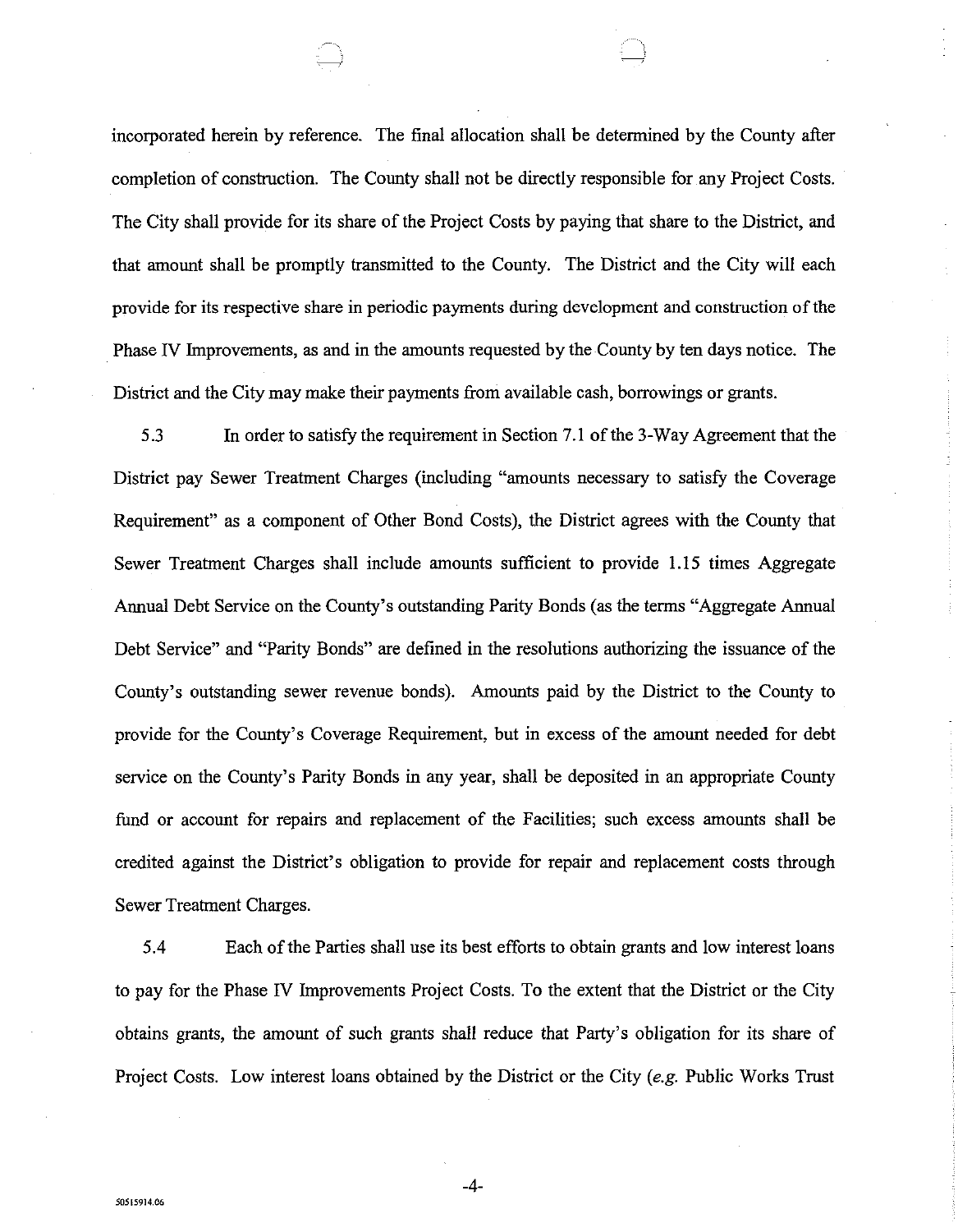incorporated herein by reference. The final allocation shall be determined by the County after completion of construction. The County shall not be directly responsible for any Project Costs. The City shall provide for its share of the Project Costs by paying that share to the District, and that amount shall be promptly transmitted to the County. The District and the City will each provide for its respective share in periodic payments during development and construction of the Phase IV Improvements, as and in the amounts requested by the County by ten days notice. The District and the City may make their payments from available cash, borrowings or grants.

5.3 In order to satisfy the requirement in Section 7.1 of the 3-Way Agreement that the District pay Sewer Treatment Charges (including "amounts necessary to satisfy the Coverage Requirement" as a component of Other Bond Costs), the District agrees with the County that Sewer Treatment Charges shall include amounts sufficient to provide 1.15 times Aggregate Annual Debt Service on the County's outstanding Parity Bonds (as the terms "Aggregate Annual Debt Service" and "Parity Bonds" are defined in the resolutions authorizing the issuance of the County's outstanding sewer revenue bonds). Amounts paid by the District to the County to provide for the County's Coverage Requirement, but in excess of the amount needed for debt service on the County's Parity Bonds in any year, shall be deposited in an appropriate County fund or account for repairs and replacement of the Facilities; such excess amounts shall be credited against the District's obligation to provide for repair and replacement costs through Sewer Treatment Charges.

5.4 Each of the Parties shall use its best efforts to obtain grants and low interest loans to pay for the Phase IV Improvements Project Costs. To the extent that the District or the City obtains grants, the amount of such grants shall reduce that Party's obligation for its share of Project Costs. Low interest loans obtained by the District or the City (*e.g.* Public Works Trust

50515914.06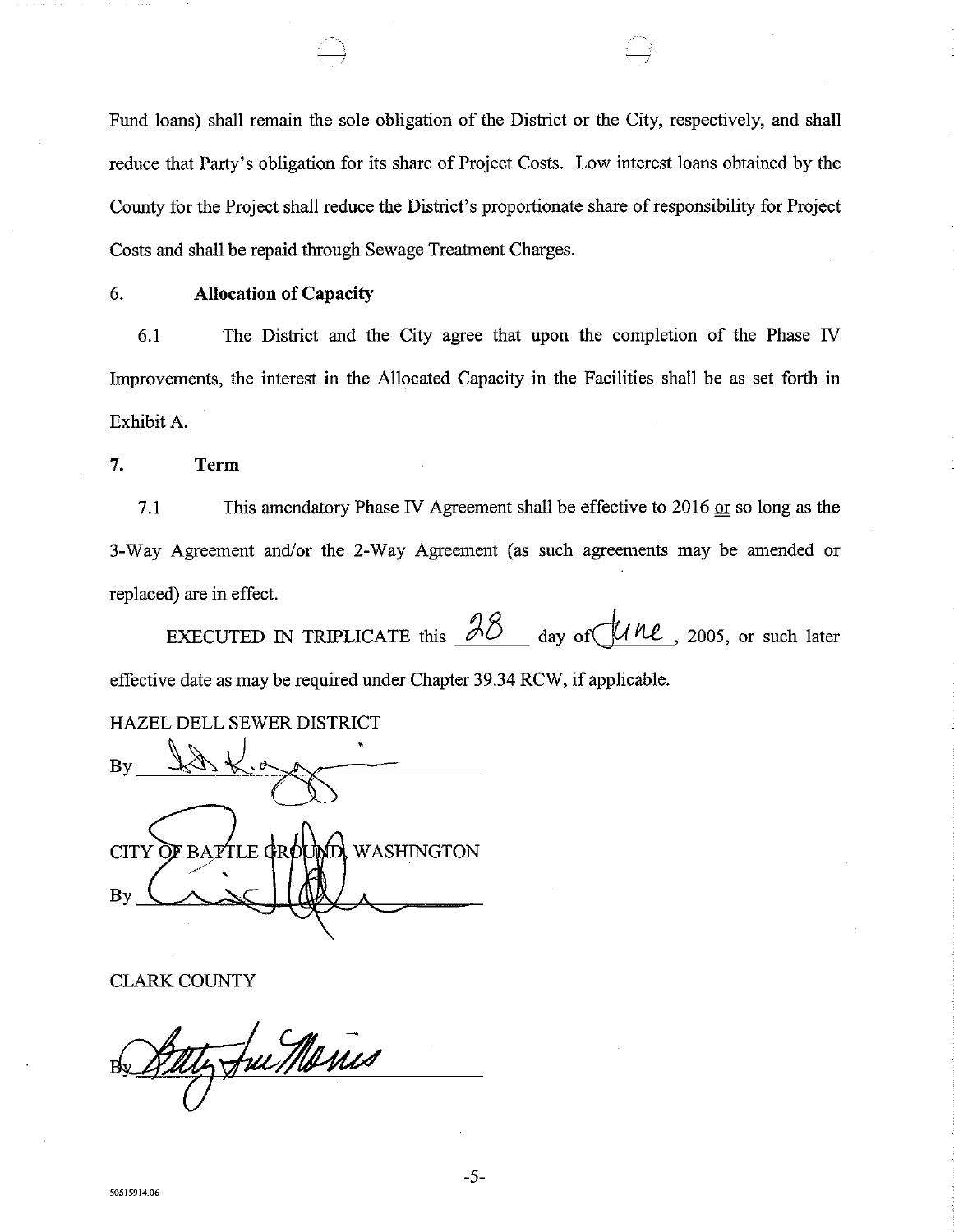Fund loans) shall remain the sole obligation of the District or the City, respectively, and shall reduce that Party's obligation for its share of Project Costs. Low interest loans obtained by the County for the Project shall reduce the District's proportionate share of responsibility for Project Costs and shall be repaid through Sewage Treatment Charges.

6. **Allocation of Capacity**

6.1 The District and the City agree that upon the completion of the Phase IV Improvements, the interest in the Allocated Capacity in the Facilities shall be as set forth in Exhibit A.

7. **Term**

7.1 This amendatory Phase IV Agreement shall be effective to 2016 or so long as the 3-Way Agreement and/or the 2-Way Agreement (as such agreements may be amended or replaced) are in effect.

EXECUTED IN TRIPLICATE this 28 day of June, 2005, or such later effective date as may be required under Chapter 39.34 RCW, if applicable.

HAZEL DELL SEWER DISTRICT

By ______________________________

CITY OF BATTLE GROUND, WASHINGTON

By ______________________________

CLARK COUNTY

By ______________________________

50515914.06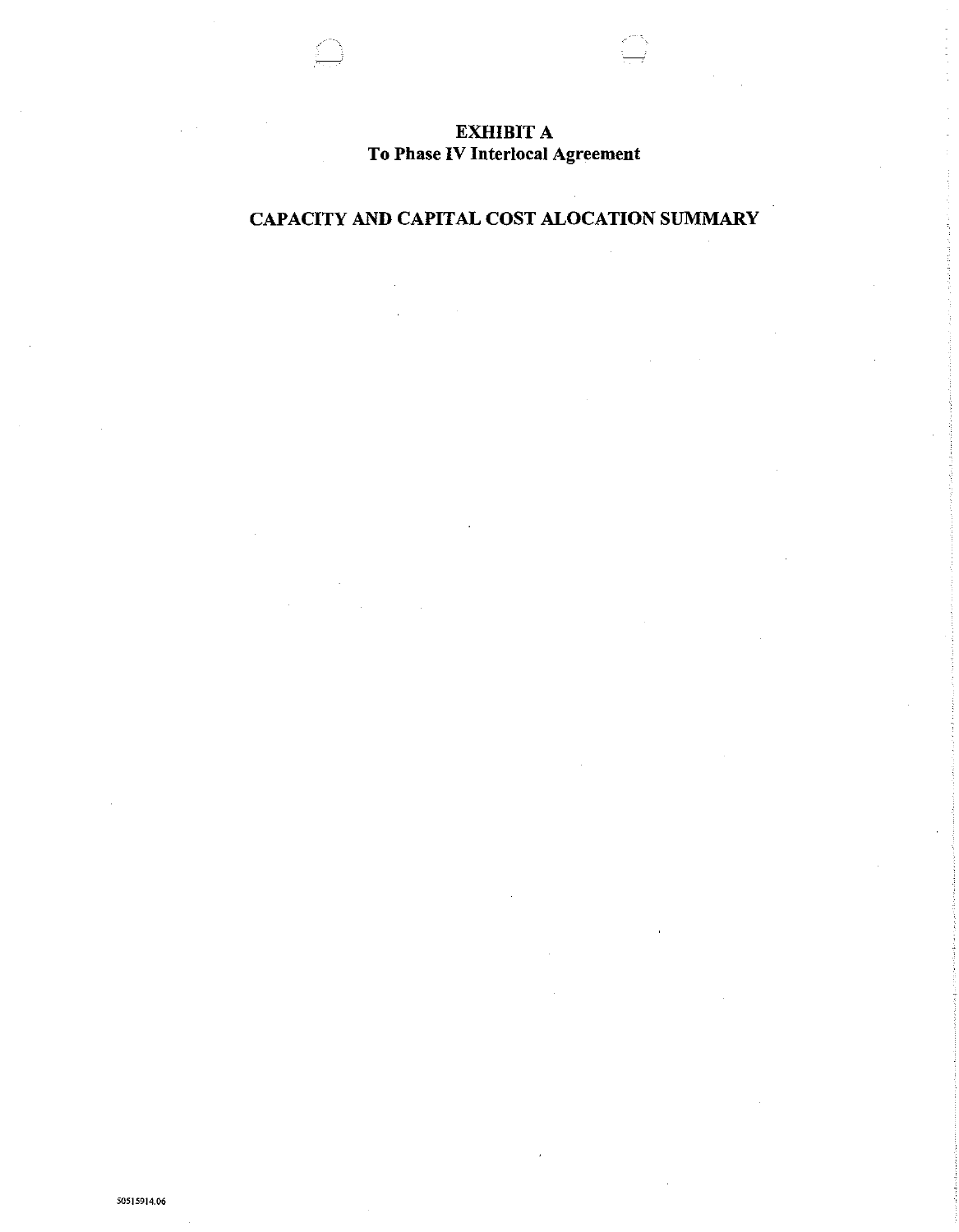# EXHIBIT A
## To Phase IV Interlocal Agreement

## CAPACITY AND CAPITAL COST ALOCATION SUMMARY

50515914.06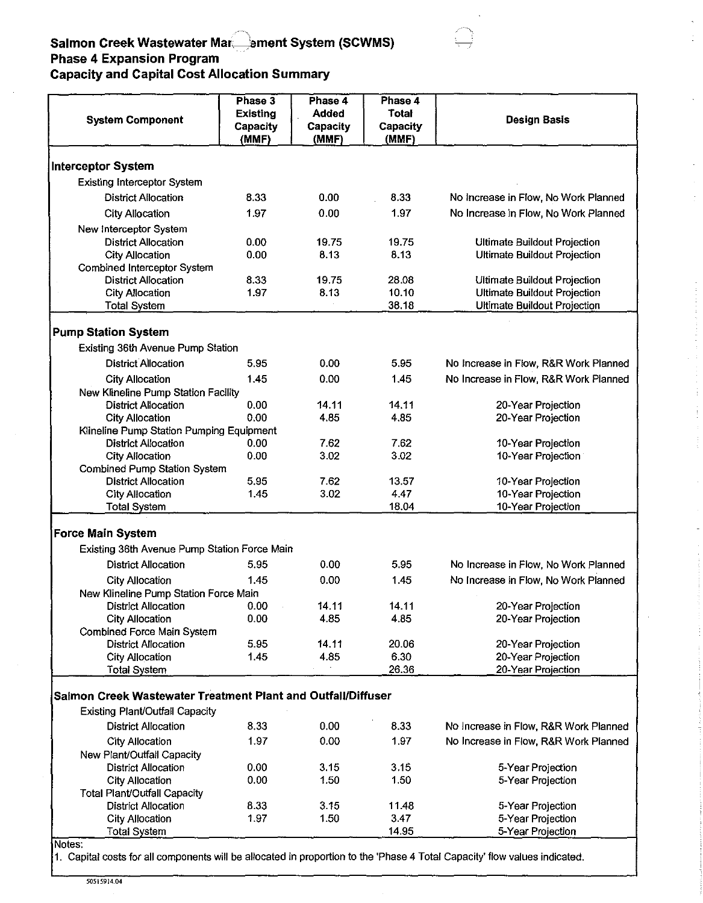# Salmon Creek Wastewater Management System (SCWMS)
## Phase 4 Expansion Program
## Capacity and Capital Cost Allocation Summary

| System Component | Phase 3 Existing Capacity (MMF) | Phase 4 Added Capacity (MMF) | Phase 4 Total Capacity (MMF) | Design Basis |
|---|---|---|---|---|
| **Interceptor System** | | | | |
| Existing Interceptor System | | | | |
| District Allocation | 8.33 | 0.00 | 8.33 | No Increase in Flow, No Work Planned |
| City Allocation | 1.97 | 0.00 | 1.97 | No Increase in Flow, No Work Planned |
| New Interceptor System | | | | |
| District Allocation | 0.00 | 19.75 | 19.75 | Ultimate Buildout Projection |
| City Allocation | 0.00 | 8.13 | 8.13 | Ultimate Buildout Projection |
| Combined Interceptor System | | | | |
| District Allocation | 8.33 | 19.75 | 28.08 | Ultimate Buildout Projection |
| City Allocation | 1.97 | 8.13 | 10.10 | Ultimate Buildout Projection |
| Total System | | | 38.18 | Ultimate Buildout Projection |
| **Pump Station System** | | | | |
| Existing 36th Avenue Pump Station | | | | |
| District Allocation | 5.95 | 0.00 | 5.95 | No Increase in Flow, R&R Work Planned |
| City Allocation | 1.45 | 0.00 | 1.45 | No Increase in Flow, R&R Work Planned |
| New Klineline Pump Station Facility | | | | |
| District Allocation | 0.00 | 14.11 | 14.11 | 20-Year Projection |
| City Allocation | 0.00 | 4.85 | 4.85 | 20-Year Projection |
| Klineline Pump Station Pumping Equipment | | | | |
| District Allocation | 0.00 | 7.62 | 7.62 | 10-Year Projection |
| City Allocation | 0.00 | 3.02 | 3.02 | 10-Year Projection |
| Combined Pump Station System | | | | |
| District Allocation | 5.95 | 7.62 | 13.57 | 10-Year Projection |
| City Allocation | 1.45 | 3.02 | 4.47 | 10-Year Projection |
| Total System | | | 18.04 | 10-Year Projection |
| **Force Main System** | | | | |
| Existing 36th Avenue Pump Station Force Main | | | | |
| District Allocation | 5.95 | 0.00 | 5.95 | No Increase in Flow, No Work Planned |
| City Allocation | 1.45 | 0.00 | 1.45 | No Increase in Flow, No Work Planned |
| New Klineline Pump Station Force Main | | | | |
| District Allocation | 0.00 | 14.11 | 14.11 | 20-Year Projection |
| City Allocation | 0.00 | 4.85 | 4.85 | 20-Year Projection |
| Combined Force Main System | | | | |
| District Allocation | 5.95 | 14.11 | 20.06 | 20-Year Projection |
| City Allocation | 1.45 | 4.85 | 6.30 | 20-Year Projection |
| Total System | | | 26.36 | 20-Year Projection |
| **Salmon Creek Wastewater Treatment Plant and Outfall/Diffuser** | | | | |
| Existing Plant/Outfall Capacity | | | | |
| District Allocation | 8.33 | 0.00 | 8.33 | No Increase in Flow, R&R Work Planned |
| City Allocation | 1.97 | 0.00 | 1.97 | No Increase in Flow, R&R Work Planned |
| New Plant/Outfall Capacity | | | | |
| District Allocation | 0.00 | 3.15 | 3.15 | 5-Year Projection |
| City Allocation | 0.00 | 1.50 | 1.50 | 5-Year Projection |
| Total Plant/Outfall Capacity | | | | |
| District Allocation | 8.33 | 3.15 | 11.48 | 5-Year Projection |
| City Allocation | 1.97 | 1.50 | 3.47 | 5-Year Projection |
| Total System | | | 14.95 | 5-Year Projection |

Notes:
1. Capital costs for all components will be allocated in proportion to the 'Phase 4 Total Capacity' flow values indicated.

50515914.04